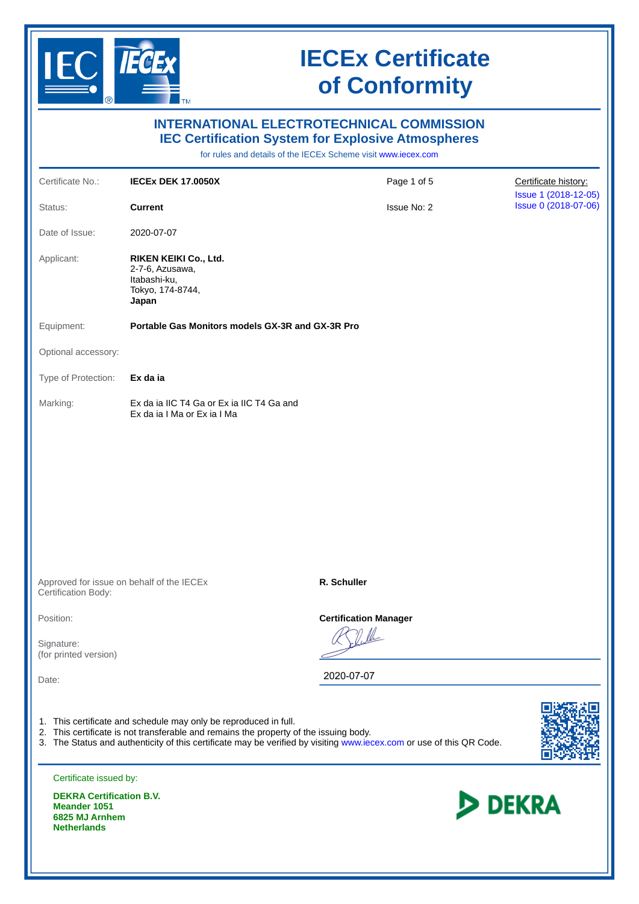# IECEx Certificate of Conformity

## INTERNATIONAL ELECTROTECHNICAL COMMISSION
## IEC Certification System for Explosive Atmospheres

for rules and details of the IECEx Scheme visit www.iecex.com

| | | | |
|---|---|---|---|
| Certificate No.: | **IECEx DEK 17.0050X** | Page 1 of 5 | Certificate history: Issue 1 (2018-12-05) Issue 0 (2018-07-06) |
| Status: | **Current** | Issue No: 2 | |
| Date of Issue: | 2020-07-07 | | |

Applicant: **RIKEN KEIKI Co., Ltd.**
2-7-6, Azusawa,
Itabashi-ku,
Tokyo, 174-8744,
**Japan**

Equipment: **Portable Gas Monitors models GX-3R and GX-3R Pro**

Optional accessory:

Type of Protection: **Ex da ia**

Marking: Ex da ia IIC T4 Ga or Ex ia IIC T4 Ga and
Ex da ia I Ma or Ex ia I Ma

Approved for issue on behalf of the IECEx Certification Body: **R. Schuller**

Position: **Certification Manager**

Signature:
(for printed version)

Date: 2020-07-07

1. This certificate and schedule may only be reproduced in full.
2. This certificate is not transferable and remains the property of the issuing body.
3. The Status and authenticity of this certificate may be verified by visiting www.iecex.com or use of this QR Code.

Certificate issued by:

**DEKRA Certification B.V.**
**Meander 1051**
**6825 MJ Arnhem**
**Netherlands**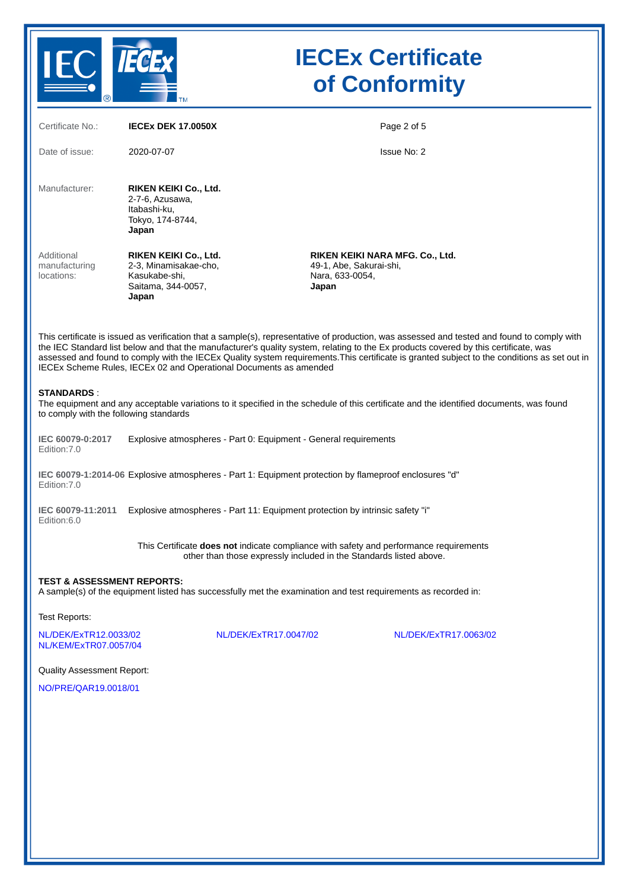# IECEx Certificate of Conformity

| | | | |
|---|---|---|---|
| Certificate No.: | **IECEx DEK 17.0050X** | | |
| Date of issue: | 2020-07-07 | | Issue No: 2 |

Manufacturer:

**RIKEN KEIKI Co., Ltd.**
2-7-6, Azusawa,
Itabashi-ku,
Tokyo, 174-8744,
**Japan**

Additional manufacturing locations:

**RIKEN KEIKI Co., Ltd.**
2-3, Minamisakae-cho,
Kasukabe-shi,
Saitama, 344-0057,
**Japan**

**RIKEN KEIKI NARA MFG. Co., Ltd.**
49-1, Abe, Sakurai-shi,
Nara, 633-0054,
**Japan**

This certificate is issued as verification that a sample(s), representative of production, was assessed and tested and found to comply with the IEC Standard list below and that the manufacturer's quality system, relating to the Ex products covered by this certificate, was assessed and found to comply with the IECEx Quality system requirements.This certificate is granted subject to the conditions as set out in IECEx Scheme Rules, IECEx 02 and Operational Documents as amended

**STANDARDS** :
The equipment and any acceptable variations to it specified in the schedule of this certificate and the identified documents, was found to comply with the following standards

**IEC 60079-0:2017** Edition:7.0 — Explosive atmospheres - Part 0: Equipment - General requirements

**IEC 60079-1:2014-06** Edition:7.0 — Explosive atmospheres - Part 1: Equipment protection by flameproof enclosures "d"

**IEC 60079-11:2011** Edition:6.0 — Explosive atmospheres - Part 11: Equipment protection by intrinsic safety "i"

This Certificate **does not** indicate compliance with safety and performance requirements other than those expressly included in the Standards listed above.

**TEST & ASSESSMENT REPORTS:**
A sample(s) of the equipment listed has successfully met the examination and test requirements as recorded in:

Test Reports:

NL/DEK/ExTR12.0033/02
NL/KEM/ExTR07.0057/04
NL/DEK/ExTR17.0047/02
NL/DEK/ExTR17.0063/02

Quality Assessment Report:

NO/PRE/QAR19.0018/01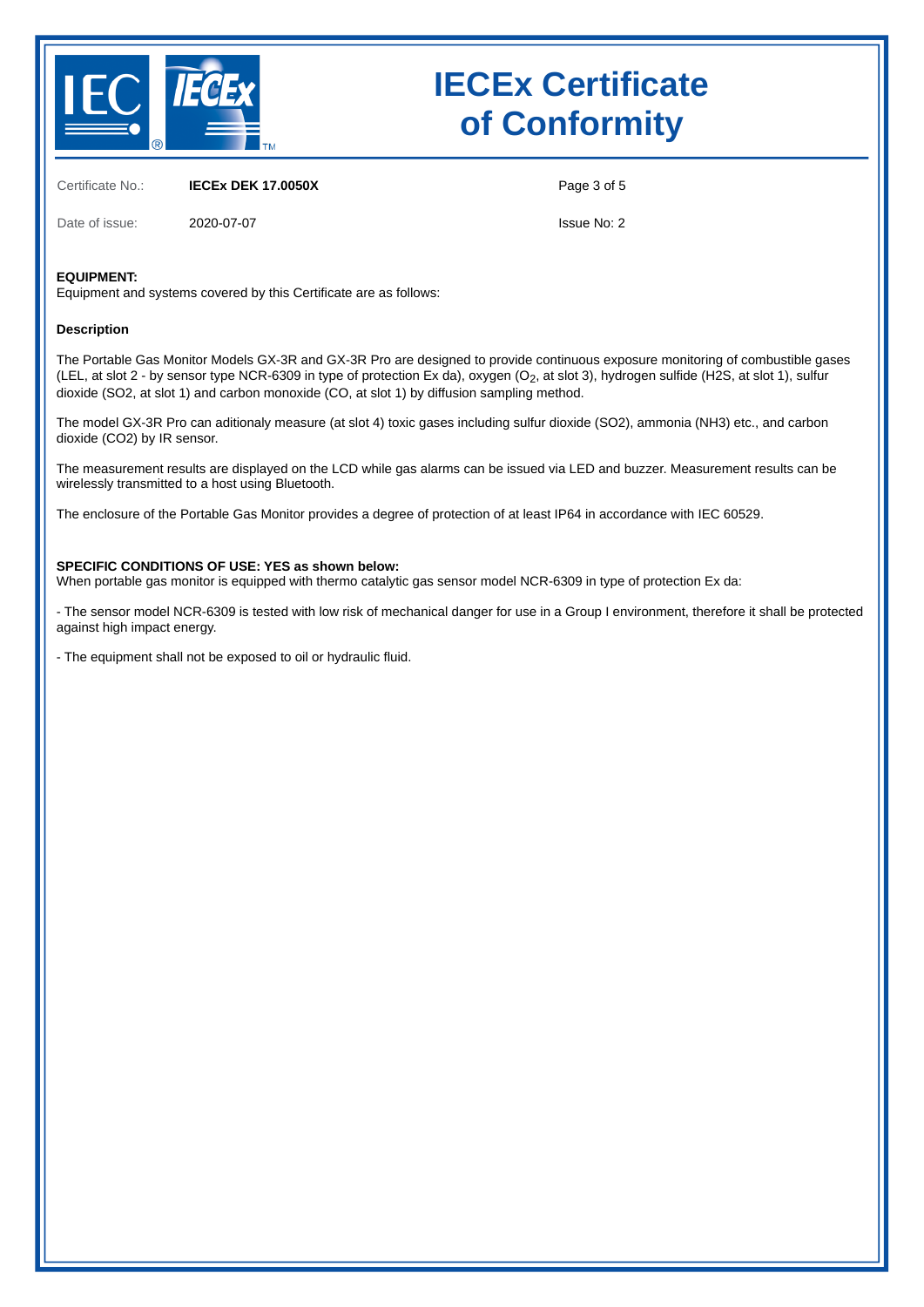# IECEx Certificate of Conformity

| | | | |
|---|---|---|---|
| Certificate No.: | **IECEx DEK 17.0050X** | | |
| Date of issue: | 2020-07-07 | Issue No: 2 | |

**EQUIPMENT:**
Equipment and systems covered by this Certificate are as follows:

**Description**

The Portable Gas Monitor Models GX-3R and GX-3R Pro are designed to provide continuous exposure monitoring of combustible gases (LEL, at slot 2 - by sensor type NCR-6309 in type of protection Ex da), oxygen ($O_2$, at slot 3), hydrogen sulfide (H2S, at slot 1), sulfur dioxide (SO2, at slot 1) and carbon monoxide (CO, at slot 1) by diffusion sampling method.

The model GX-3R Pro can aditionaly measure (at slot 4) toxic gases including sulfur dioxide (SO2), ammonia (NH3) etc., and carbon dioxide (CO2) by IR sensor.

The measurement results are displayed on the LCD while gas alarms can be issued via LED and buzzer. Measurement results can be wirelessly transmitted to a host using Bluetooth.

The enclosure of the Portable Gas Monitor provides a degree of protection of at least IP64 in accordance with IEC 60529.

**SPECIFIC CONDITIONS OF USE: YES as shown below:**
When portable gas monitor is equipped with thermo catalytic gas sensor model NCR-6309 in type of protection Ex da:

- The sensor model NCR-6309 is tested with low risk of mechanical danger for use in a Group I environment, therefore it shall be protected against high impact energy.

- The equipment shall not be exposed to oil or hydraulic fluid.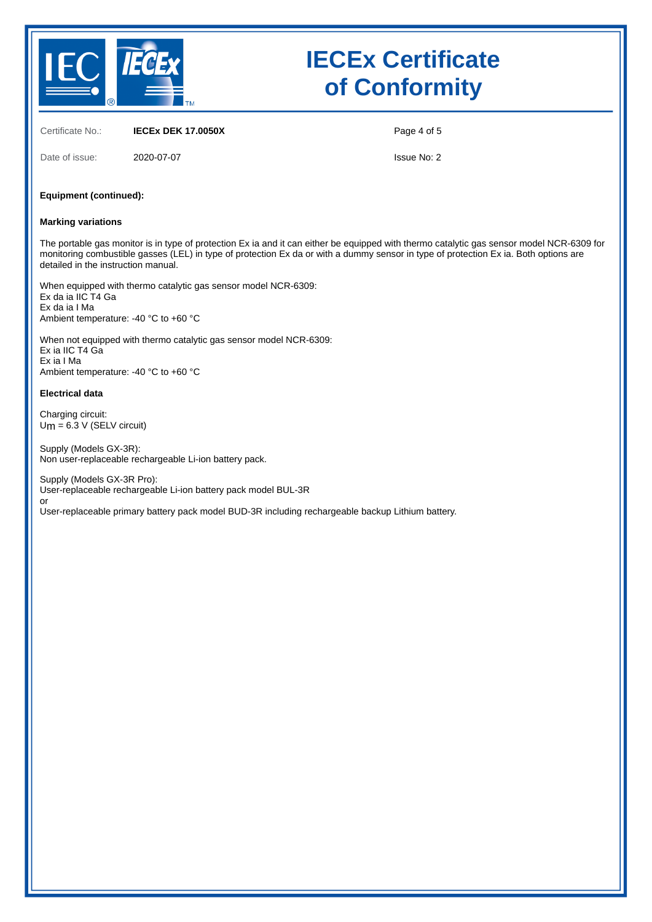Certificate No.: **IECEx DEK 17.0050X**

Date of issue: 2020-07-07

Issue No: 2

**Equipment (continued):**

**Marking variations**

The portable gas monitor is in type of protection Ex ia and it can either be equipped with thermo catalytic gas sensor model NCR-6309 for monitoring combustible gasses (LEL) in type of protection Ex da or with a dummy sensor in type of protection Ex ia. Both options are detailed in the instruction manual.

When equipped with thermo catalytic gas sensor model NCR-6309:
Ex da ia IIC T4 Ga
Ex da ia I Ma
Ambient temperature: -40 °C to +60 °C

When not equipped with thermo catalytic gas sensor model NCR-6309:
Ex ia IIC T4 Ga
Ex ia I Ma
Ambient temperature: -40 °C to +60 °C

**Electrical data**

Charging circuit:
$U_m$ = 6.3 V (SELV circuit)

Supply (Models GX-3R):
Non user-replaceable rechargeable Li-ion battery pack.

Supply (Models GX-3R Pro):
User-replaceable rechargeable Li-ion battery pack model BUL-3R
or
User-replaceable primary battery pack model BUD-3R including rechargeable backup Lithium battery.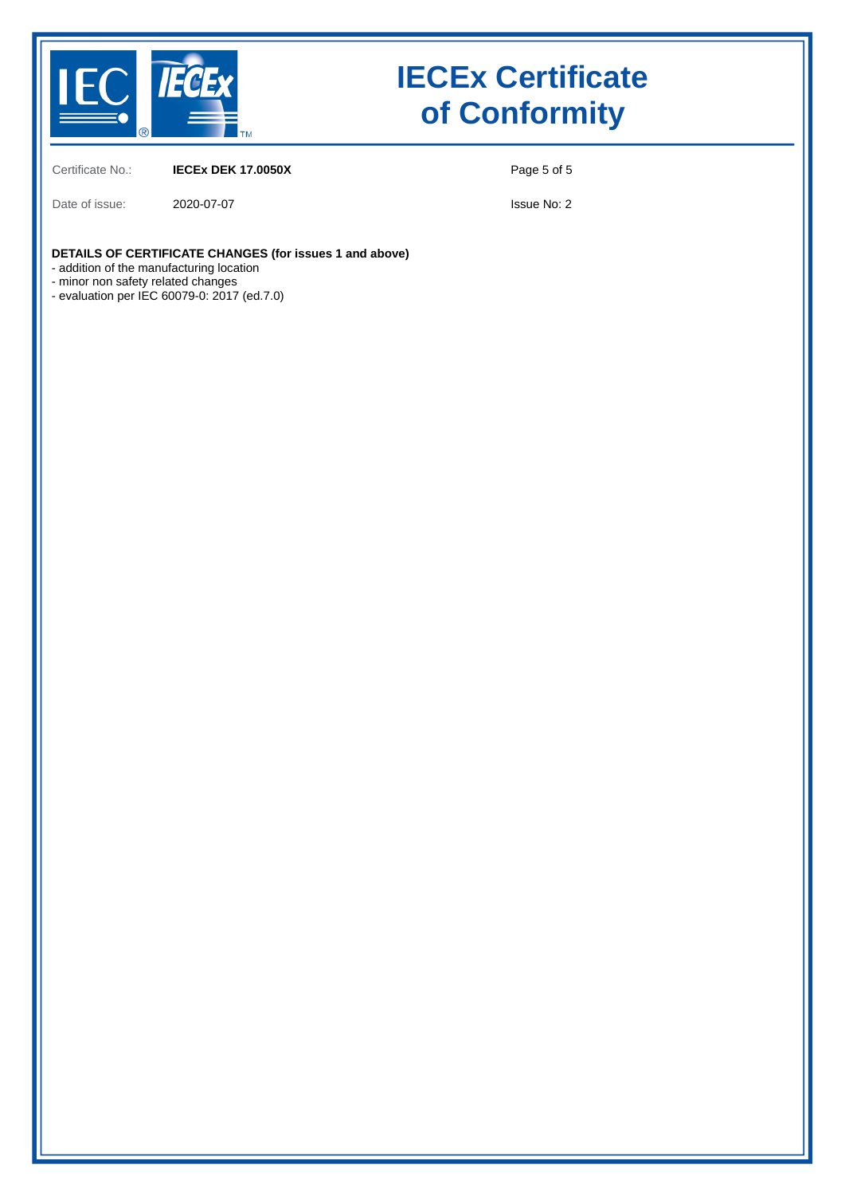Certificate No.: **IECEx DEK 17.0050X**

Date of issue: 2020-07-07

Issue No: 2

**DETAILS OF CERTIFICATE CHANGES (for issues 1 and above)**

- addition of the manufacturing location
- minor non safety related changes
- evaluation per IEC 60079-0: 2017 (ed.7.0)